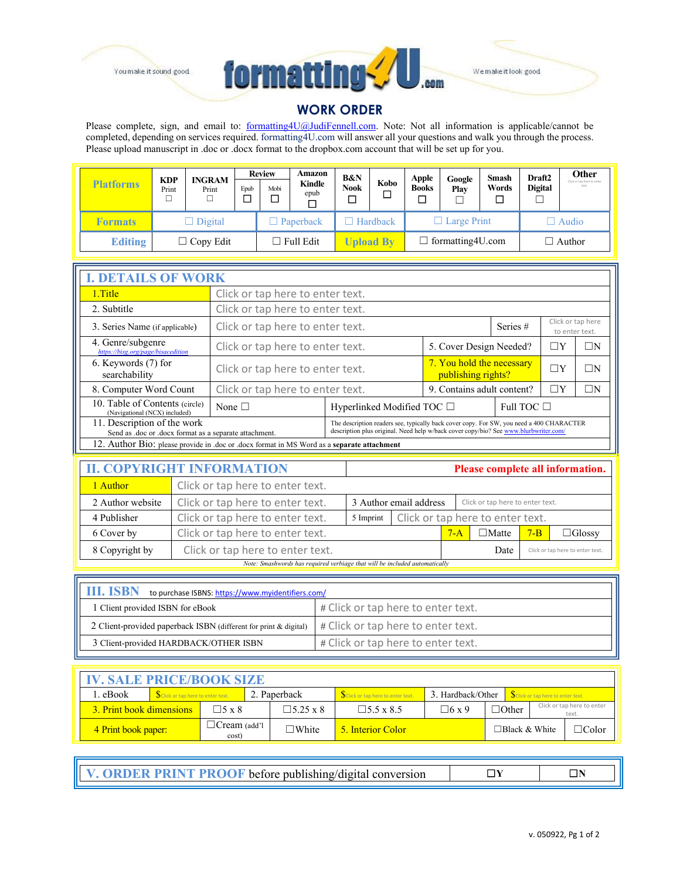You make it sound good — **formatting4U.com** — We make it look good

# WORK ORDER

Please complete, sign, and email to: formatting4U@JudiFennell.com. Note: Not all information is applicable/cannot be completed, depending on services required. formatting4U.com will answer all your questions and walk you through the process. Please upload manuscript in .doc or .docx format to the dropbox.com account that will be set up for you.

| Platforms | KDP Print ☐ | INGRAM Print ☐ | Review Epub ☐ | Review Mobi ☐ | Amazon Kindle epub ☐ | B&N Nook ☐ | Kobo ☐ | Apple Books ☐ | Google Play ☐ | Smash Words ☐ | Draft2 Digital ☐ | Other Click or tap here to enter text. |
|---|---|---|---|---|---|---|---|---|---|---|---|---|
| Formats | ☐ Digital | | ☐ Paperback | | ☐ Hardback | | ☐ Large Print | | | ☐ Audio | | |
| Editing | ☐ Copy Edit | | ☐ Full Edit | | Upload By | | ☐ formatting4U.com | | | ☐ Author | | |

## I. DETAILS OF WORK

| | | | |
|---|---|---|---|
| 1.Title | Click or tap here to enter text. | | |
| 2. Subtitle | Click or tap here to enter text. | | |
| 3. Series Name (if applicable) | Click or tap here to enter text. | Series # | Click or tap here to enter text. |
| 4. Genre/subgenre https://bisg.org/page/bisacedition | Click or tap here to enter text. | 5. Cover Design Needed? | ☐Y ☐N |
| 6. Keywords (7) for searchability | Click or tap here to enter text. | 7. You hold the necessary publishing rights? | ☐Y ☐N |
| 8. Computer Word Count | Click or tap here to enter text. | 9. Contains adult content? | ☐Y ☐N |
| 10. Table of Contents (circle) (Navigational (NCX) included) | None ☐ | Hyperlinked Modified TOC ☐ | Full TOC ☐ |
| 11. Description of the work Send as .doc or .docx format as a separate attachment. | The description readers see, typically back cover copy. For SW, you need a 400 CHARACTER description plus original. Need help w/back cover copy/bio? See www.blurbwriter.com/ | | |
| 12. Author Bio: please provide in .doc or .docx format in MS Word as a **separate attachment** | | | |

## II. COPYRIGHT INFORMATION

**Please complete all information.**

| | | | |
|---|---|---|---|
| 1 Author | Click or tap here to enter text. | | |
| 2 Author website | Click or tap here to enter text. | 3 Author email address | Click or tap here to enter text. |
| 4 Publisher | Click or tap here to enter text. | 5 Imprint | Click or tap here to enter text. |
| 6 Cover by | Click or tap here to enter text. | 7-A ☐Matte | 7-B ☐Glossy |
| 8 Copyright by | Click or tap here to enter text. | Date | Click or tap here to enter text. |

*Note: Smashwords has required verbiage that will be included automatically*

## III. ISBN

to purchase ISBNS: https://www.myidentifiers.com/

| | |
|---|---|
| 1 Client provided ISBN for eBook | # Click or tap here to enter text. |
| 2 Client-provided paperback ISBN (different for print & digital) | # Click or tap here to enter text. |
| 3 Client-provided HARDBACK/OTHER ISBN | # Click or tap here to enter text. |

## IV. SALE PRICE/BOOK SIZE

| | | | | | | |
|---|---|---|---|---|---|---|
| 1. eBook | $Click or tap here to enter text. | 2. Paperback | $Click or tap here to enter text. | 3. Hardback/Other | $Click or tap here to enter text. | |
| 3. Print book dimensions | ☐5 x 8 | ☐5.25 x 8 | ☐5.5 x 8.5 | ☐6 x 9 | ☐Other | Click or tap here to enter text. |
| 4 Print book paper: | ☐Cream (add'l cost) | ☐White | 5. Interior Color | | ☐Black & White | ☐Color |

## V. ORDER PRINT PROOF before publishing/digital conversion

☐Y ☐N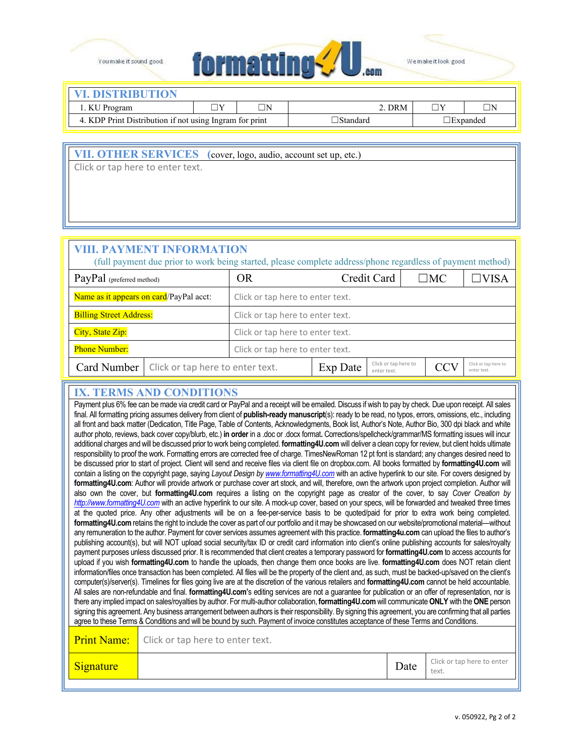You make it sound good **formatting4U.com** We make it look good

## VI. DISTRIBUTION

| | | | | | |
|---|---|---|---|---|---|
| 1. KU Program | ☐Y | ☐N | 2. DRM | ☐Y | ☐N |
| 4. KDP Print Distribution if not using Ingram for print | | | ☐Standard | ☐Expanded | |

## VII. OTHER SERVICES (cover, logo, audio, account set up, etc.)

Click or tap here to enter text.

## VIII. PAYMENT INFORMATION

(full payment due prior to work being started, please complete address/phone regardless of payment method)

| | | | | | | |
|---|---|---|---|---|---|---|
| PayPal (preferred method) | OR | Credit Card | | ☐MC | ☐VISA | |
| Name as it appears on card/PayPal acct: | Click or tap here to enter text. | | | | | |
| Billing Street Address: | Click or tap here to enter text. | | | | | |
| City, State Zip: | Click or tap here to enter text. | | | | | |
| Phone Number: | Click or tap here to enter text. | | | | | |
| Card Number | Click or tap here to enter text. | Exp Date | Click or tap here to enter text. | CCV | Click or tap here to enter text. | |

## IX. TERMS AND CONDITIONS

Payment plus 6% fee can be made via credit card or PayPal and a receipt will be emailed. Discuss if wish to pay by check. Due upon receipt. All sales final. All formatting pricing assumes delivery from client of **publish-ready manuscript**(s): ready to be read, no typos, errors, omissions, etc., including all front and back matter (Dedication, Title Page, Table of Contents, Acknowledgments, Book list, Author's Note, Author Bio, 300 dpi black and white author photo, reviews, back cover copy/blurb, etc.) **in order** in a .doc or .docx format**.** Corrections/spellcheck/grammar/MS formatting issues will incur additional charges and will be discussed prior to work being completed. **formatting4U.com** will deliver a clean copy for review, but client holds ultimate responsibility to proof the work. Formatting errors are corrected free of charge. TimesNewRoman 12 pt font is standard; any changes desired need to be discussed prior to start of project. Client will send and receive files via client file on dropbox.com. All books formatted by **formatting4U.com** will contain a listing on the copyright page, saying *Layout Design by [www.formatting4U.com](www.formatting4U.com)* with an active hyperlink to our site. For covers designed by **formatting4U.com**: Author will provide artwork or purchase cover art stock, and will, therefore, own the artwork upon project completion. Author will also own the cover, but **formatting4U.com** requires a listing on the copyright page as creator of the cover, to say *Cover Creation by [http://www.formatting4U.com](http://www.formatting4U.com)* with an active hyperlink to our site. A mock-up cover, based on your specs, will be forwarded and tweaked three times at the quoted price. Any other adjustments will be on a fee-per-service basis to be quoted/paid for prior to extra work being completed. **formatting4U.com** retains the right to include the cover as part of our portfolio and it may be showcased on our website/promotional material—without any remuneration to the author. Payment for cover services assumes agreement with this practice. **formatting4u.com** can upload the files to author's publishing account(s), but will NOT upload social security/tax ID or credit card information into client's online publishing accounts for sales/royalty payment purposes unless discussed prior. It is recommended that client creates a temporary password for **formatting4U.com** to access accounts for upload if you wish **formatting4U.com** to handle the uploads, then change them once books are live. **formatting4U.com** does NOT retain client information/files once transaction has been completed. All files will be the property of the client and, as such, must be backed-up/saved on the client's computer(s)/server(s). Timelines for files going live are at the discretion of the various retailers and **formatting4U.com** cannot be held accountable. All sales are non-refundable and final. **formatting4U.com**'s editing services are not a guarantee for publication or an offer of representation, nor is there any implied impact on sales/royalties by author. For multi-author collaboration, **formatting4U.com** will communicate **ONLY** with the **ONE** person signing this agreement. Any business arrangement between authors is their responsibility. By signing this agreement, you are confirming that all parties agree to these Terms & Conditions and will be bound by such. Payment of invoice constitutes acceptance of these Terms and Conditions.

| | | | |
|---|---|---|---|
| Print Name: | Click or tap here to enter text. | | |
| Signature | | Date | Click or tap here to enter text. |

v. 050922